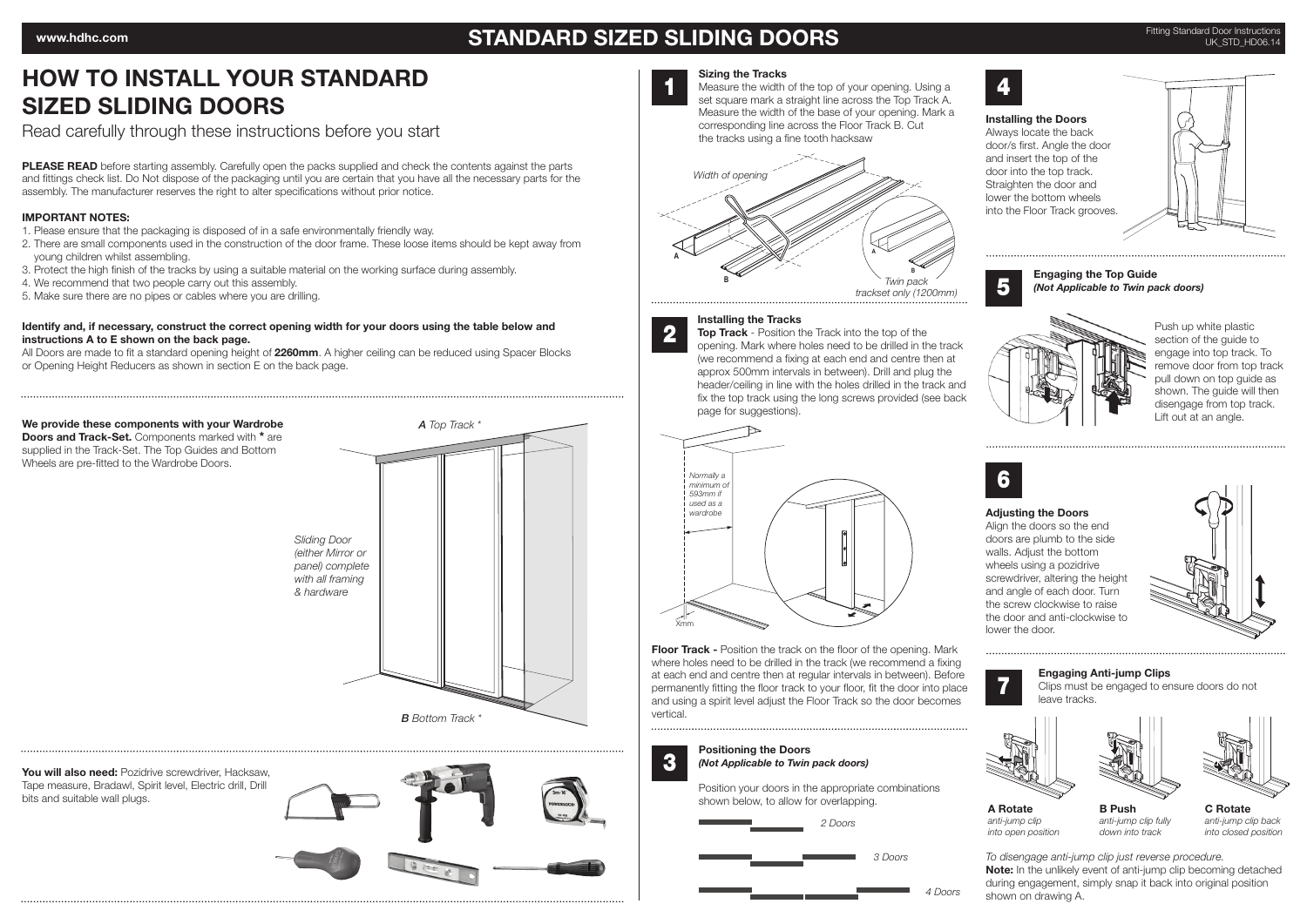# STANDARD SIZED SLIDING DOORS

# HOW TO INSTALL YOUR STANDARD SIZED SLIDING DOORS

Read carefully through these instructions before you start

**PLEASE READ** before starting assembly. Carefully open the packs supplied and check the contents against the parts and fittings check list. Do Not dispose of the packaging until you are certain that you have all the necessary parts for the assembly. The manufacturer reserves the right to alter specifications without prior notice.

**IMPORTANT NOTES:**

1. Please ensure that the packaging is disposed of in a safe environmentally friendly way.
2. There are small components used in the construction of the door frame. These loose items should be kept away from young children whilst assembling.
3. Protect the high finish of the tracks by using a suitable material on the working surface during assembly.
4. We recommend that two people carry out this assembly.
5. Make sure there are no pipes or cables where you are drilling.

**Identify and, if necessary, construct the correct opening width for your doors using the table below and instructions A to E shown on the back page.**

All Doors are made to fit a standard opening height of **2260mm**. A higher ceiling can be reduced using Spacer Blocks or Opening Height Reducers as shown in section E on the back page.

**We provide these components with your Wardrobe Doors and Track-Set.** Components marked with **\*** are supplied in the Track-Set. The Top Guides and Bottom Wheels are pre-fitted to the Wardrobe Doors.

*A Top Track \**

*Sliding Door (either Mirror or panel) complete with all framing & hardware*

*B Bottom Track \**

**You will also need:** Pozidrive screwdriver, Hacksaw, Tape measure, Bradawl, Spirit level, Electric drill, Drill bits and suitable wall plugs.

## 1 Sizing the Tracks

Measure the width of the top of your opening. Using a set square mark a straight line across the Top Track A. Measure the width of the base of your opening. Mark a corresponding line across the Floor Track B. Cut the tracks using a fine tooth hacksaw

*Width of opening*

*Twin pack trackset only (1200mm)*

## 2 Installing the Tracks

**Top Track** - Position the Track into the top of the opening. Mark where holes need to be drilled in the track (we recommend a fixing at each end and centre then at approx 500mm intervals in between). Drill and plug the header/ceiling in line with the holes drilled in the track and fix the top track using the long screws provided (see back page for suggestions).

*Normally a minimum of 593mm if used as a wardrobe*

Xmm

**Floor Track -** Position the track on the floor of the opening. Mark where holes need to be drilled in the track (we recommend a fixing at each end and centre then at regular intervals in between). Before permanently fitting the floor track to your floor, fit the door into place and using a spirit level adjust the Floor Track so the door becomes vertical.

## 3 Positioning the Doors

***(Not Applicable to Twin pack doors)***

Position your doors in the appropriate combinations shown below, to allow for overlapping.

*2 Doors*

*3 Doors*

*4 Doors*

## 4 Installing the Doors

Always locate the back door/s first. Angle the door and insert the top of the door into the top track. Straighten the door and lower the bottom wheels into the Floor Track grooves.

## 5 Engaging the Top Guide

***(Not Applicable to Twin pack doors)***

Push up white plastic section of the guide to engage into top track. To remove door from top track pull down on top guide as shown. The guide will then disengage from top track. Lift out at an angle.

## 6 Adjusting the Doors

Align the doors so the end doors are plumb to the side walls. Adjust the bottom wheels using a pozidrive screwdriver, altering the height and angle of each door. Turn the screw clockwise to raise the door and anti-clockwise to lower the door.

## 7 Engaging Anti-jump Clips

Clips must be engaged to ensure doors do not leave tracks.

**A Rotate** *anti-jump clip into open position*

**B Push** *anti-jump clip fully down into track*

**C Rotate** *anti-jump clip back into closed position*

*To disengage anti-jump clip just reverse procedure.*

**Note:** In the unlikely event of anti-jump clip becoming detached during engagement, simply snap it back into original position shown on drawing A.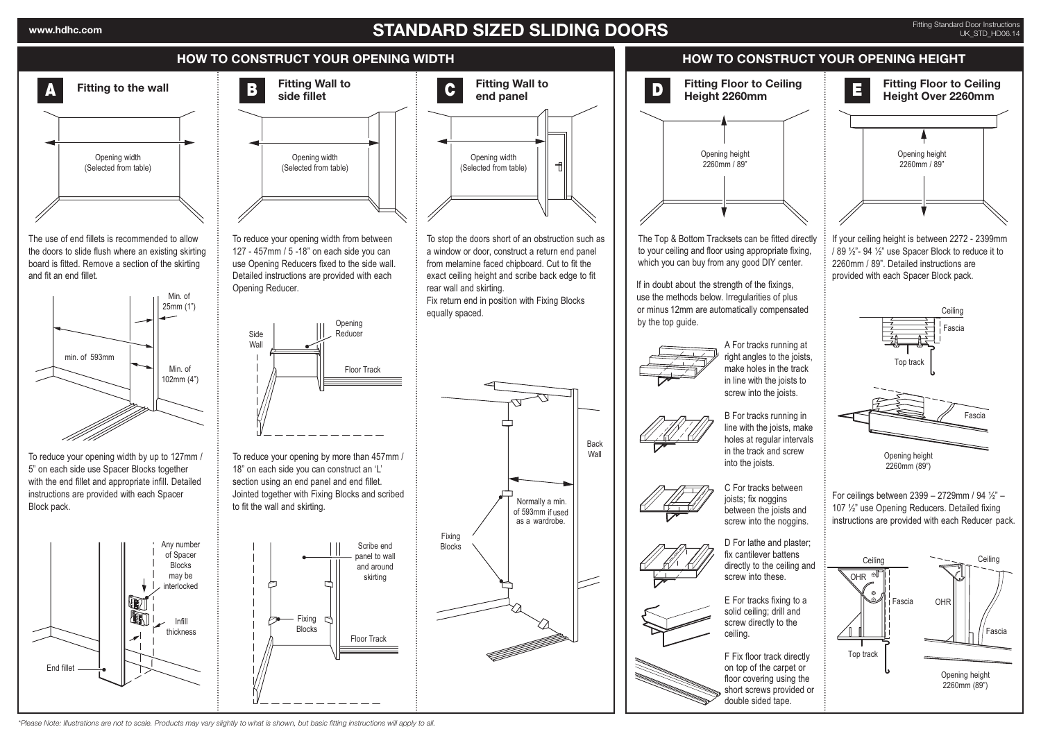# STANDARD SIZED SLIDING DOORS

www.hdhc.com

Fitting Standard Door Instructions
UK_STD_HD06.14

## HOW TO CONSTRUCT YOUR OPENING WIDTH

### A Fitting to the wall

Opening width
(Selected from table)

The use of end fillets is recommended to allow the doors to slide flush where an existing skirting board is fitted. Remove a section of the skirting and fit an end fillet.

Min. of 25mm (1")
min. of 593mm
Min. of 102mm (4")

To reduce your opening width by up to 127mm / 5" on each side use Spacer Blocks together with the end fillet and appropriate infill. Detailed instructions are provided with each Spacer Block pack.

Any number of Spacer Blocks may be interlocked
Infill thickness
End fillet

### B Fitting Wall to side fillet

Opening width
(Selected from table)

To reduce your opening width from between 127 - 457mm / 5 -18" on each side you can use Opening Reducers fixed to the side wall. Detailed instructions are provided with each Opening Reducer.

Side Wall
Opening Reducer
Floor Track

To reduce your opening by more than 457mm / 18" on each side you can construct an 'L' section using an end panel and end fillet. Jointed together with Fixing Blocks and scribed to fit the wall and skirting.

Scribe end panel to wall and around skirting
Fixing Blocks
Floor Track

### C Fitting Wall to end panel

Opening width
(Selected from table)

To stop the doors short of an obstruction such as a window or door, construct a return end panel from melamine faced chipboard. Cut to fit the exact ceiling height and scribe back edge to fit rear wall and skirting.
Fix return end in position with Fixing Blocks equally spaced.

Back Wall
Normally a min. of 593mm if used as a wardrobe.
Fixing Blocks

## HOW TO CONSTRUCT YOUR OPENING HEIGHT

### D Fitting Floor to Ceiling Height 2260mm

Opening height
2260mm / 89"

The Top & Bottom Tracksets can be fitted directly to your ceiling and floor using appropriate fixing, which you can buy from any good DIY center.

If in doubt about the strength of the fixings, use the methods below. Irregularities of plus or minus 12mm are automatically compensated by the top guide.

A For tracks running at right angles to the joists, make holes in the track in line with the joists to screw into the joists.

B For tracks running in line with the joists, make holes at regular intervals in the track and screw into the joists.

C For tracks between joists; fix noggins between the joists and screw into the noggins.

D For lathe and plaster; fix cantilever battens directly to the ceiling and screw into these.

E For tracks fixing to a solid ceiling; drill and screw directly to the ceiling.

F Fix floor track directly on top of the carpet or floor covering using the short screws provided or double sided tape.

### E Fitting Floor to Ceiling Height Over 2260mm

Opening height
2260mm / 89"

If your ceiling height is between 2272 - 2399mm / 89 ½"- 94 ½" use Spacer Block to reduce it to 2260mm / 89". Detailed instructions are provided with each Spacer Block pack.

Ceiling
Fascia
Top track
Fascia
Opening height
2260mm (89")

For ceilings between 2399 – 2729mm / 94 ½" – 107 ½" use Opening Reducers. Detailed fixing instructions are provided with each Reducer pack.

Ceiling
OHR
Fascia
Top track
Ceiling
OHR
Fascia
Opening height
2260mm (89")

*Please Note: Illustrations are not to scale. Products may vary slightly to what is shown, but basic fitting instructions will apply to all.*